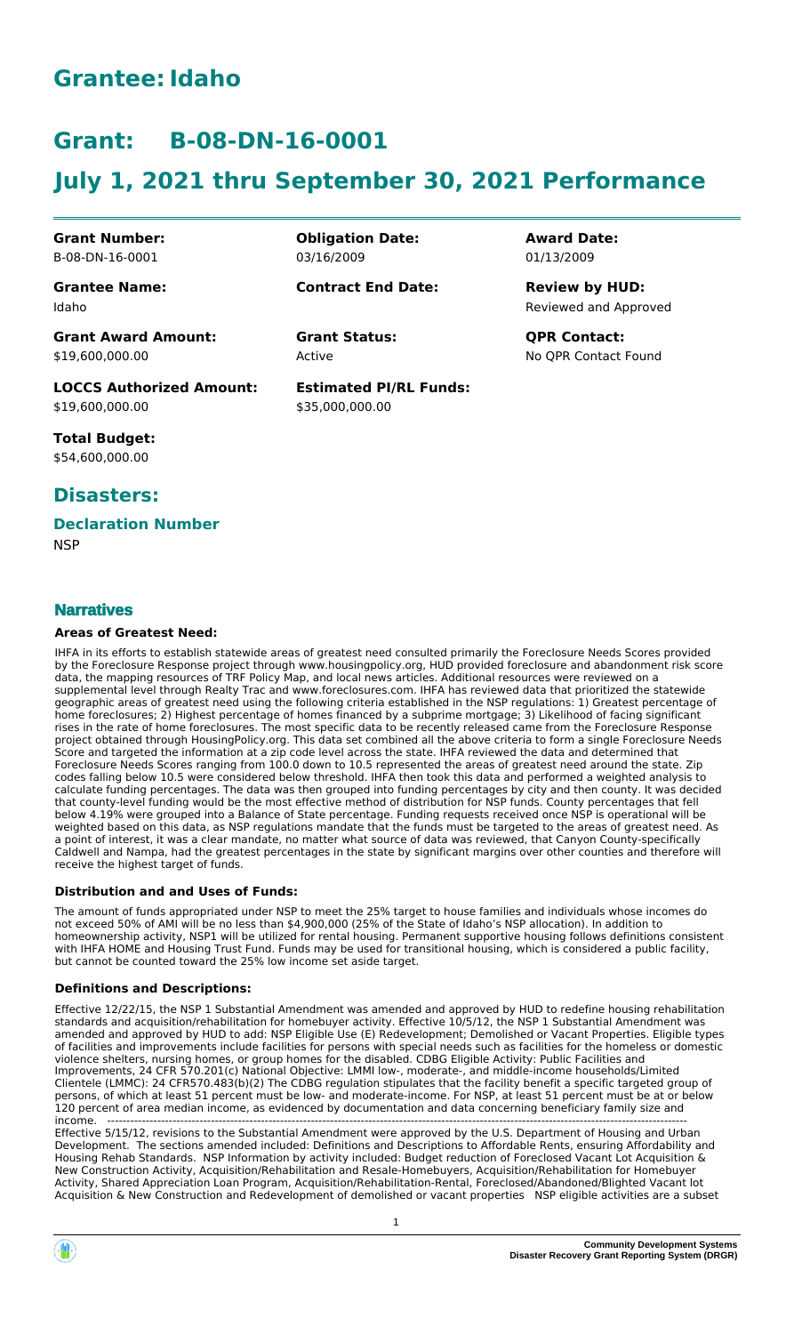# Grantee: Idaho

# Grant: B-08-DN-16-0001

# July 1, 2021 thru September 30, 2021 Performance

| | | |
|---|---|---|
| **Grant Number:**<br>B-08-DN-16-0001 | **Obligation Date:**<br>03/16/2009 | **Award Date:**<br>01/13/2009 |
| **Grantee Name:**<br>Idaho | **Contract End Date:** | **Review by HUD:**<br>Reviewed and Approved |
| **Grant Award Amount:**<br>$19,600,000.00 | **Grant Status:**<br>Active | **QPR Contact:**<br>No QPR Contact Found |
| **LOCCS Authorized Amount:**<br>$19,600,000.00 | **Estimated PI/RL Funds:**<br>$35,000,000.00 | |
| **Total Budget:**<br>$54,600,000.00 | | |

## Disasters:

### Declaration Number

NSP

## Narratives

### Areas of Greatest Need:

IHFA in its efforts to establish statewide areas of greatest need consulted primarily the Foreclosure Needs Scores provided by the Foreclosure Response project through www.housingpolicy.org, HUD provided foreclosure and abandonment risk score data, the mapping resources of TRF Policy Map, and local news articles. Additional resources were reviewed on a supplemental level through Realty Trac and www.foreclosures.com. IHFA has reviewed data that prioritized the statewide geographic areas of greatest need using the following criteria established in the NSP regulations: 1) Greatest percentage of home foreclosures; 2) Highest percentage of homes financed by a subprime mortgage; 3) Likelihood of facing significant rises in the rate of home foreclosures. The most specific data to be recently released came from the Foreclosure Response project obtained through HousingPolicy.org. This data set combined all the above criteria to form a single Foreclosure Needs Score and targeted the information at a zip code level across the state. IHFA reviewed the data and determined that Foreclosure Needs Scores ranging from 100.0 down to 10.5 represented the areas of greatest need around the state. Zip codes falling below 10.5 were considered below threshold. IHFA then took this data and performed a weighted analysis to calculate funding percentages. The data was then grouped into funding percentages by city and then county. It was decided that county-level funding would be the most effective method of distribution for NSP funds. County percentages that fell below 4.19% were grouped into a Balance of State percentage. Funding requests received once NSP is operational will be weighted based on this data, as NSP regulations mandate that the funds must be targeted to the areas of greatest need. As a point of interest, it was a clear mandate, no matter what source of data was reviewed, that Canyon County-specifically Caldwell and Nampa, had the greatest percentages in the state by significant margins over other counties and therefore will receive the highest target of funds.

### Distribution and and Uses of Funds:

The amount of funds appropriated under NSP to meet the 25% target to house families and individuals whose incomes do not exceed 50% of AMI will be no less than $4,900,000 (25% of the State of Idaho's NSP allocation). In addition to homeownership activity, NSP1 will be utilized for rental housing. Permanent supportive housing follows definitions consistent with IHFA HOME and Housing Trust Fund. Funds may be used for transitional housing, which is considered a public facility, but cannot be counted toward the 25% low income set aside target.

### Definitions and Descriptions:

Effective 12/22/15, the NSP 1 Substantial Amendment was amended and approved by HUD to redefine housing rehabilitation standards and acquisition/rehabilitation for homebuyer activity. Effective 10/5/12, the NSP 1 Substantial Amendment was amended and approved by HUD to add: NSP Eligible Use (E) Redevelopment; Demolished or Vacant Properties. Eligible types of facilities and improvements include facilities for persons with special needs such as facilities for the homeless or domestic violence shelters, nursing homes, or group homes for the disabled. CDBG Eligible Activity: Public Facilities and Improvements, 24 CFR 570.201(c) National Objective: LMMI low-, moderate-, and middle-income households/Limited Clientele (LMMC): 24 CFR570.483(b)(2) The CDBG regulation stipulates that the facility benefit a specific targeted group of persons, of which at least 51 percent must be low- and moderate-income. For NSP, at least 51 percent must be at or below 120 percent of area median income, as evidenced by documentation and data concerning beneficiary family size and income. ------------------------------------------------------------------------------------------------------------------------------------------------------------

Effective 5/15/12, revisions to the Substantial Amendment were approved by the U.S. Department of Housing and Urban Development. The sections amended included: Definitions and Descriptions to Affordable Rents, ensuring Affordability and Housing Rehab Standards. NSP Information by activity included: Budget reduction of Foreclosed Vacant Lot Acquisition & New Construction Activity, Acquisition/Rehabilitation and Resale-Homebuyers, Acquisition/Rehabilitation for Homebuyer Activity, Shared Appreciation Loan Program, Acquisition/Rehabilitation-Rental, Foreclosed/Abandoned/Blighted Vacant lot Acquisition & New Construction and Redevelopment of demolished or vacant properties NSP eligible activities are a subset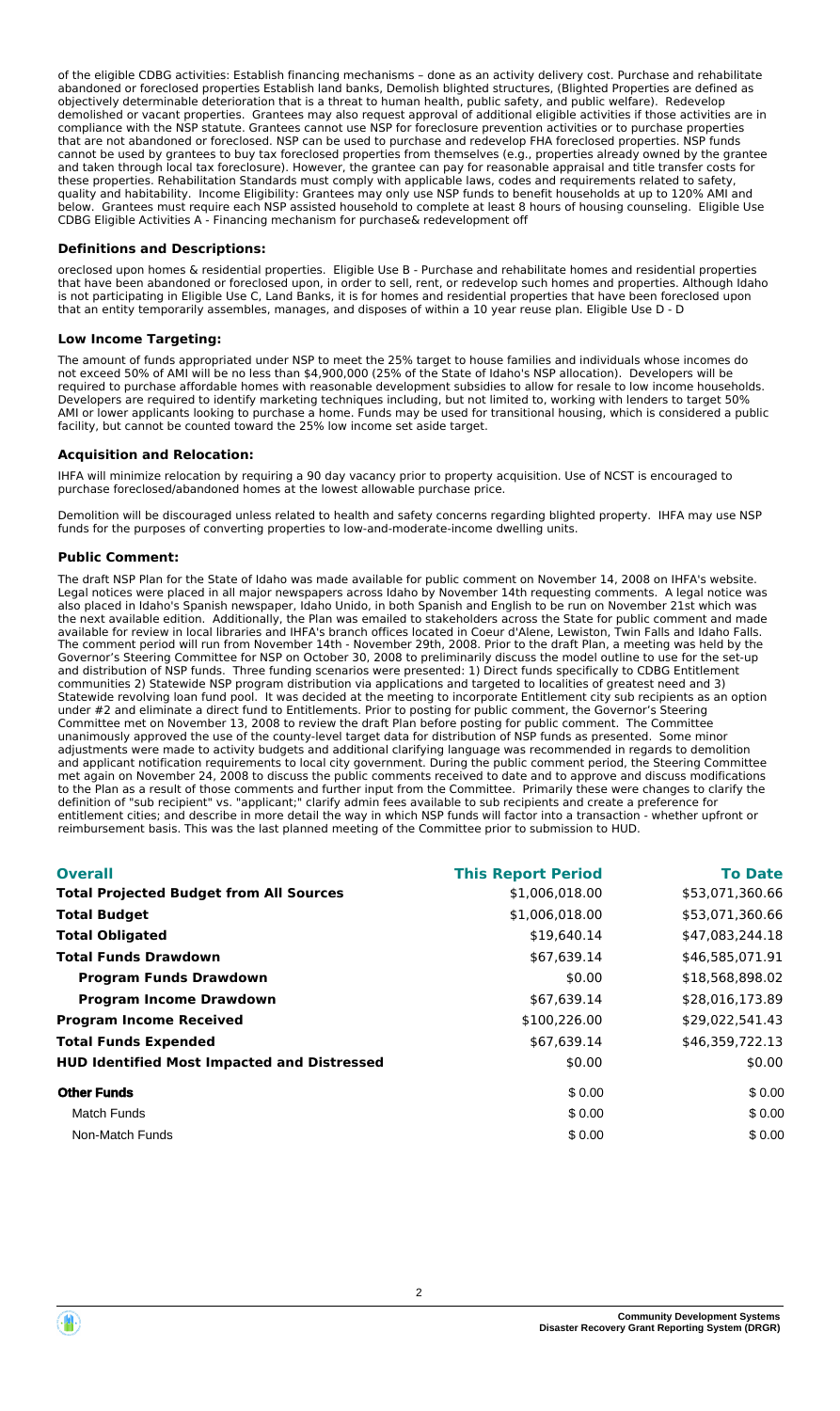of the eligible CDBG activities: Establish financing mechanisms – done as an activity delivery cost. Purchase and rehabilitate abandoned or foreclosed properties Establish land banks, Demolish blighted structures, (Blighted Properties are defined as objectively determinable deterioration that is a threat to human health, public safety, and public welfare). Redevelop demolished or vacant properties. Grantees may also request approval of additional eligible activities if those activities are in compliance with the NSP statute. Grantees cannot use NSP for foreclosure prevention activities or to purchase properties that are not abandoned or foreclosed. NSP can be used to purchase and redevelop FHA foreclosed properties. NSP funds cannot be used by grantees to buy tax foreclosed properties from themselves (e.g., properties already owned by the grantee and taken through local tax foreclosure). However, the grantee can pay for reasonable appraisal and title transfer costs for these properties. Rehabilitation Standards must comply with applicable laws, codes and requirements related to safety, quality and habitability. Income Eligibility: Grantees may only use NSP funds to benefit households at up to 120% AMI and below. Grantees must require each NSP assisted household to complete at least 8 hours of housing counseling. Eligible Use CDBG Eligible Activities A - Financing mechanism for purchase& redevelopment off

### Definitions and Descriptions:

oreclosed upon homes & residential properties. Eligible Use B - Purchase and rehabilitate homes and residential properties that have been abandoned or foreclosed upon, in order to sell, rent, or redevelop such homes and properties. Although Idaho is not participating in Eligible Use C, Land Banks, it is for homes and residential properties that have been foreclosed upon that an entity temporarily assembles, manages, and disposes of within a 10 year reuse plan. Eligible Use D - D

### Low Income Targeting:

The amount of funds appropriated under NSP to meet the 25% target to house families and individuals whose incomes do not exceed 50% of AMI will be no less than $4,900,000 (25% of the State of Idaho's NSP allocation). Developers will be required to purchase affordable homes with reasonable development subsidies to allow for resale to low income households. Developers are required to identify marketing techniques including, but not limited to, working with lenders to target 50% AMI or lower applicants looking to purchase a home. Funds may be used for transitional housing, which is considered a public facility, but cannot be counted toward the 25% low income set aside target.

### Acquisition and Relocation:

IHFA will minimize relocation by requiring a 90 day vacancy prior to property acquisition. Use of NCST is encouraged to purchase foreclosed/abandoned homes at the lowest allowable purchase price.

Demolition will be discouraged unless related to health and safety concerns regarding blighted property. IHFA may use NSP funds for the purposes of converting properties to low-and-moderate-income dwelling units.

### Public Comment:

The draft NSP Plan for the State of Idaho was made available for public comment on November 14, 2008 on IHFA's website. Legal notices were placed in all major newspapers across Idaho by November 14th requesting comments. A legal notice was also placed in Idaho's Spanish newspaper, Idaho Unido, in both Spanish and English to be run on November 21st which was the next available edition. Additionally, the Plan was emailed to stakeholders across the State for public comment and made available for review in local libraries and IHFA's branch offices located in Coeur d'Alene, Lewiston, Twin Falls and Idaho Falls. The comment period will run from November 14th - November 29th, 2008. Prior to the draft Plan, a meeting was held by the Governor's Steering Committee for NSP on October 30, 2008 to preliminarily discuss the model outline to use for the set-up and distribution of NSP funds. Three funding scenarios were presented: 1) Direct funds specifically to CDBG Entitlement communities 2) Statewide NSP program distribution via applications and targeted to localities of greatest need and 3) Statewide revolving loan fund pool. It was decided at the meeting to incorporate Entitlement city sub recipients as an option under #2 and eliminate a direct fund to Entitlements. Prior to posting for public comment, the Governor's Steering Committee met on November 13, 2008 to review the draft Plan before posting for public comment. The Committee unanimously approved the use of the county-level target data for distribution of NSP funds as presented. Some minor adjustments were made to activity budgets and additional clarifying language was recommended in regards to demolition and applicant notification requirements to local city government. During the public comment period, the Steering Committee met again on November 24, 2008 to discuss the public comments received to date and to approve and discuss modifications to the Plan as a result of those comments and further input from the Committee. Primarily these were changes to clarify the definition of "sub recipient" vs. "applicant;" clarify admin fees available to sub recipients and create a preference for entitlement cities; and describe in more detail the way in which NSP funds will factor into a transaction - whether upfront or reimbursement basis. This was the last planned meeting of the Committee prior to submission to HUD.

| Overall | This Report Period | To Date |
|---|---|---|
| **Total Projected Budget from All Sources** | $1,006,018.00 | $53,071,360.66 |
| **Total Budget** | $1,006,018.00 | $53,071,360.66 |
| **Total Obligated** | $19,640.14 | $47,083,244.18 |
| **Total Funds Drawdown** | $67,639.14 | $46,585,071.91 |
| **Program Funds Drawdown** | $0.00 | $18,568,898.02 |
| **Program Income Drawdown** | $67,639.14 | $28,016,173.89 |
| **Program Income Received** | $100,226.00 | $29,022,541.43 |
| **Total Funds Expended** | $67,639.14 | $46,359,722.13 |
| **HUD Identified Most Impacted and Distressed** | $0.00 | $0.00 |
| **Other Funds** | $ 0.00 | $ 0.00 |
| Match Funds | $ 0.00 | $ 0.00 |
| Non-Match Funds | $ 0.00 | $ 0.00 |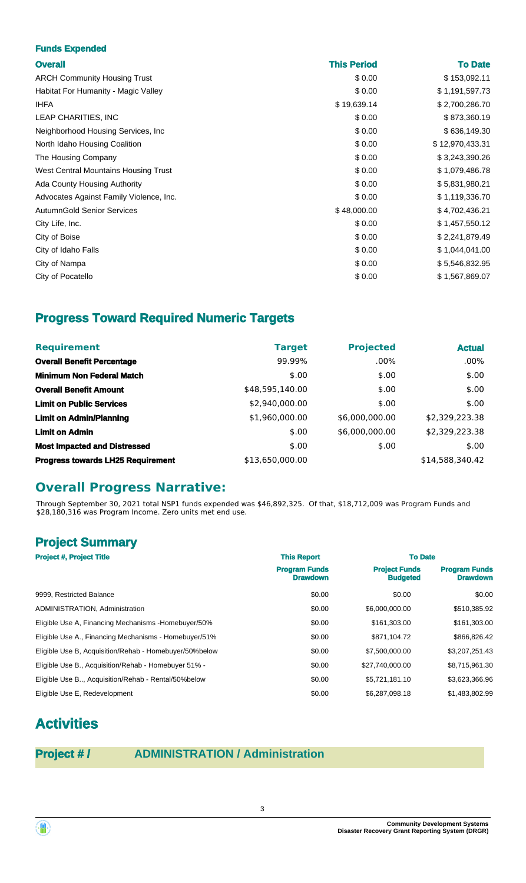**Funds Expended**

| Overall | This Period | To Date |
| --- | --- | --- |
| ARCH Community Housing Trust | $ 0.00 | $ 153,092.11 |
| Habitat For Humanity - Magic Valley | $ 0.00 | $ 1,191,597.73 |
| IHFA | $ 19,639.14 | $ 2,700,286.70 |
| LEAP CHARITIES, INC | $ 0.00 | $ 873,360.19 |
| Neighborhood Housing Services, Inc | $ 0.00 | $ 636,149.30 |
| North Idaho Housing Coalition | $ 0.00 | $ 12,970,433.31 |
| The Housing Company | $ 0.00 | $ 3,243,390.26 |
| West Central Mountains Housing Trust | $ 0.00 | $ 1,079,486.78 |
| Ada County Housing Authority | $ 0.00 | $ 5,831,980.21 |
| Advocates Against Family Violence, Inc. | $ 0.00 | $ 1,119,336.70 |
| AutumnGold Senior Services | $ 48,000.00 | $ 4,702,436.21 |
| City Life, Inc. | $ 0.00 | $ 1,457,550.12 |
| City of Boise | $ 0.00 | $ 2,241,879.49 |
| City of Idaho Falls | $ 0.00 | $ 1,044,041.00 |
| City of Nampa | $ 0.00 | $ 5,546,832.95 |
| City of Pocatello | $ 0.00 | $ 1,567,869.07 |

## Progress Toward Required Numeric Targets

| Requirement | Target | Projected | Actual |
| --- | --- | --- | --- |
| **Overall Benefit Percentage** | 99.99% | .00% | .00% |
| **Minimum Non Federal Match** | $.00 | $.00 | $.00 |
| **Overall Benefit Amount** | $48,595,140.00 | $.00 | $.00 |
| **Limit on Public Services** | $2,940,000.00 | $.00 | $.00 |
| **Limit on Admin/Planning** | $1,960,000.00 | $6,000,000.00 | $2,329,223.38 |
| **Limit on Admin** | $.00 | $6,000,000.00 | $2,329,223.38 |
| **Most Impacted and Distressed** | $.00 | $.00 | $.00 |
| **Progress towards LH25 Requirement** | $13,650,000.00 | | $14,588,340.42 |

## Overall Progress Narrative:

Through September 30, 2021 total NSP1 funds expended was $46,892,325. Of that, $18,712,009 was Program Funds and $28,180,316 was Program Income. Zero units met end use.

## Project Summary

| Project #, Project Title | This Report | To Date | |
| --- | --- | --- | --- |
| | Program Funds Drawdown | Project Funds Budgeted | Program Funds Drawdown |
| 9999, Restricted Balance | $0.00 | $0.00 | $0.00 |
| ADMINISTRATION, Administration | $0.00 | $6,000,000.00 | $510,385.92 |
| Eligible Use A, Financing Mechanisms -Homebuyer/50% | $0.00 | $161,303.00 | $161,303.00 |
| Eligible Use A., Financing Mechanisms - Homebuyer/51% | $0.00 | $871,104.72 | $866,826.42 |
| Eligible Use B, Acquisition/Rehab - Homebuyer/50%below | $0.00 | $7,500,000.00 | $3,207,251.43 |
| Eligible Use B., Acquisition/Rehab - Homebuyer 51% - | $0.00 | $27,740,000.00 | $8,715,961.30 |
| Eligible Use B.., Acquisition/Rehab - Rental/50%below | $0.00 | $5,721,181.10 | $3,623,366.96 |
| Eligible Use E, Redevelopment | $0.00 | $6,287,098.18 | $1,483,802.99 |

# Activities

## Project # / ADMINISTRATION / Administration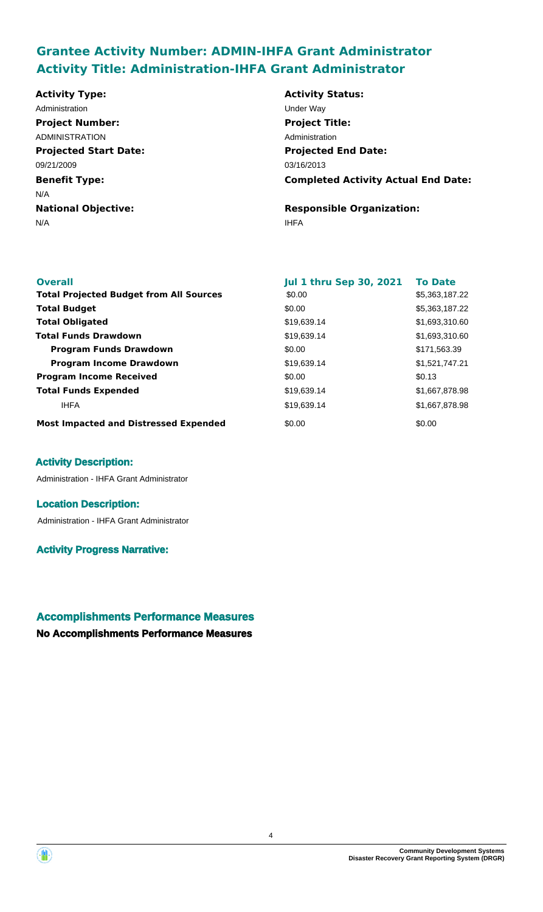## Grantee Activity Number: ADMIN-IHFA Grant Administrator
## Activity Title: Administration-IHFA Grant Administrator

**Activity Type:**
Administration

**Activity Status:**
Under Way

**Project Number:**
ADMINISTRATION

**Project Title:**
Administration

**Projected Start Date:**
09/21/2009

**Projected End Date:**
03/16/2013

**Benefit Type:**
N/A

**Completed Activity Actual End Date:**

**National Objective:**
N/A

**Responsible Organization:**
IHFA

| Overall | Jul 1 thru Sep 30, 2021 | To Date |
|---|---|---|
| **Total Projected Budget from All Sources** | $0.00 | $5,363,187.22 |
| **Total Budget** | $0.00 | $5,363,187.22 |
| **Total Obligated** | $19,639.14 | $1,693,310.60 |
| **Total Funds Drawdown** | $19,639.14 | $1,693,310.60 |
| **Program Funds Drawdown** | $0.00 | $171,563.39 |
| **Program Income Drawdown** | $19,639.14 | $1,521,747.21 |
| **Program Income Received** | $0.00 | $0.13 |
| **Total Funds Expended** | $19,639.14 | $1,667,878.98 |
| IHFA | $19,639.14 | $1,667,878.98 |
| **Most Impacted and Distressed Expended** | $0.00 | $0.00 |

### Activity Description:

Administration - IHFA Grant Administrator

### Location Description:

Administration - IHFA Grant Administrator

### Activity Progress Narrative:

## Accomplishments Performance Measures

### No Accomplishments Performance Measures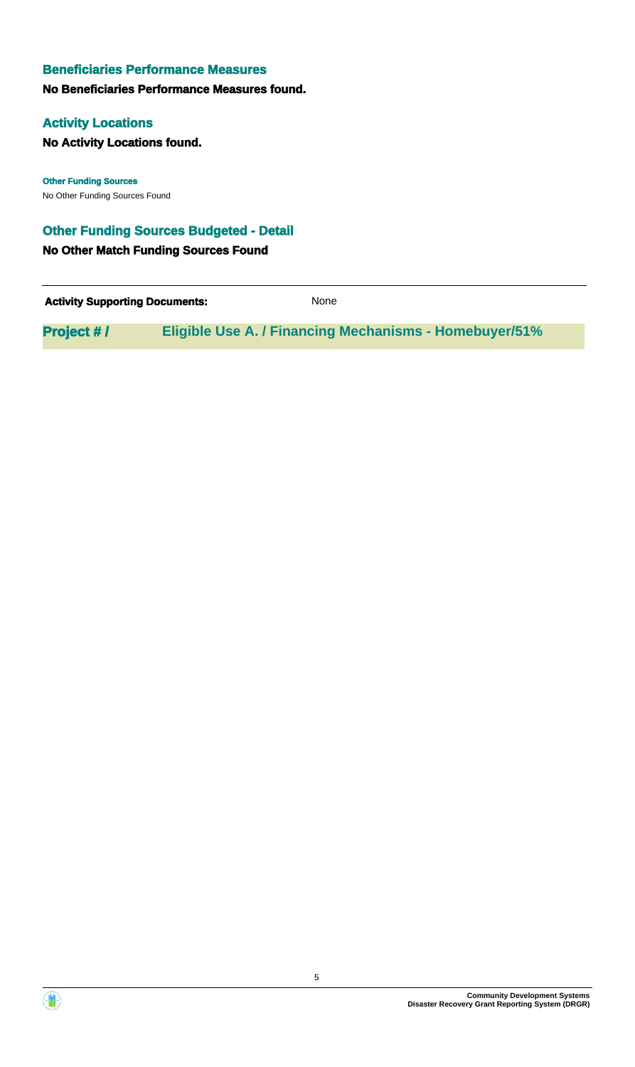### Beneficiaries Performance Measures

**No Beneficiaries Performance Measures found.**

### Activity Locations

**No Activity Locations found.**

**Other Funding Sources**

No Other Funding Sources Found

### Other Funding Sources Budgeted - Detail

**No Other Match Funding Sources Found**

| **Activity Supporting Documents:** | None |
|---|---|

| **Project # /** | **Eligible Use A. / Financing Mechanisms - Homebuyer/51%** |
|---|---|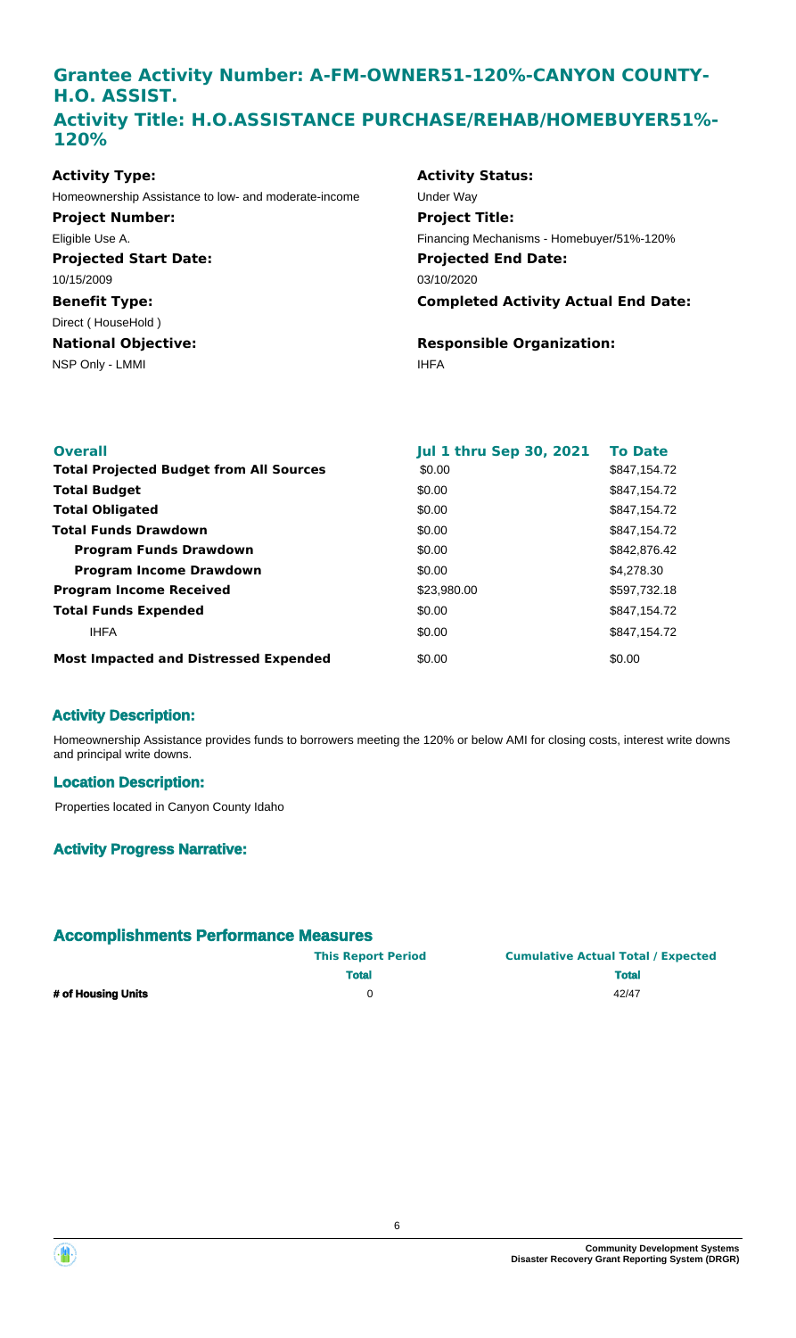## Grantee Activity Number: A-FM-OWNER51-120%-CANYON COUNTY-H.O. ASSIST.
## Activity Title: H.O.ASSISTANCE PURCHASE/REHAB/HOMEBUYER51%-120%

| | |
|---|---|
| **Activity Type:** | **Activity Status:** |
| Homeownership Assistance to low- and moderate-income | Under Way |
| **Project Number:** | **Project Title:** |
| Eligible Use A. | Financing Mechanisms - Homebuyer/51%-120% |
| **Projected Start Date:** | **Projected End Date:** |
| 10/15/2009 | 03/10/2020 |
| **Benefit Type:** | **Completed Activity Actual End Date:** |
| Direct ( HouseHold ) | |
| **National Objective:** | **Responsible Organization:** |
| NSP Only - LMMI | IHFA |

| **Overall** | **Jul 1 thru Sep 30, 2021** | **To Date** |
|---|---|---|
| **Total Projected Budget from All Sources** | $0.00 | $847,154.72 |
| **Total Budget** | $0.00 | $847,154.72 |
| **Total Obligated** | $0.00 | $847,154.72 |
| **Total Funds Drawdown** | $0.00 | $847,154.72 |
| **Program Funds Drawdown** | $0.00 | $842,876.42 |
| **Program Income Drawdown** | $0.00 | $4,278.30 |
| **Program Income Received** | $23,980.00 | $597,732.18 |
| **Total Funds Expended** | $0.00 | $847,154.72 |
| IHFA | $0.00 | $847,154.72 |
| **Most Impacted and Distressed Expended** | $0.00 | $0.00 |

### Activity Description:

Homeownership Assistance provides funds to borrowers meeting the 120% or below AMI for closing costs, interest write downs and principal write downs.

### Location Description:

Properties located in Canyon County Idaho

### Activity Progress Narrative:

### Accomplishments Performance Measures

| | This Report Period | Cumulative Actual Total / Expected |
|---|---|---|
| | **Total** | **Total** |
| **# of Housing Units** | 0 | 42/47 |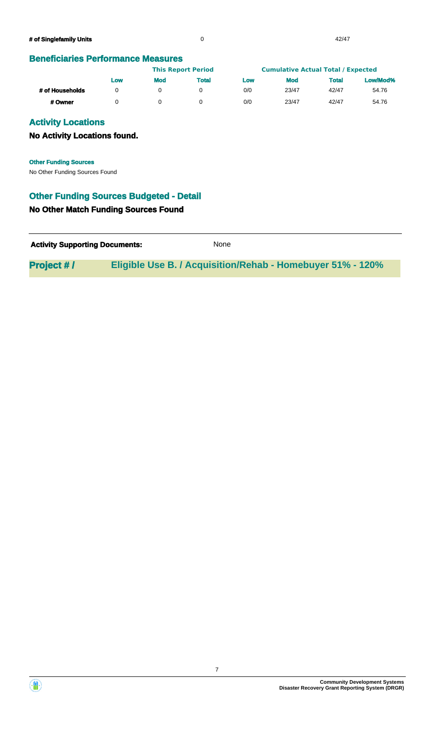| # of Singlefamily Units | 0 | 42/47 |
|---|---|---|

## Beneficiaries Performance Measures

| | This Report Period | | | Cumulative Actual Total / Expected | | | |
|---|---|---|---|---|---|---|---|
| | Low | Mod | Total | Low | Mod | Total | Low/Mod% |
| # of Households | 0 | 0 | 0 | 0/0 | 23/47 | 42/47 | 54.76 |
| # Owner | 0 | 0 | 0 | 0/0 | 23/47 | 42/47 | 54.76 |

## Activity Locations

### No Activity Locations found.

**Other Funding Sources**

No Other Funding Sources Found

## Other Funding Sources Budgeted - Detail

### No Other Match Funding Sources Found

**Activity Supporting Documents:** None

## Project # / Eligible Use B. / Acquisition/Rehab - Homebuyer 51% - 120%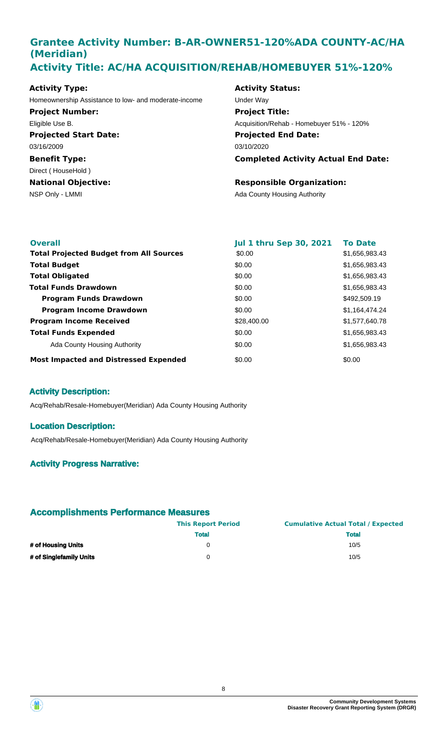## Grantee Activity Number: B-AR-OWNER51-120%ADA COUNTY-AC/HA (Meridian)
## Activity Title: AC/HA ACQUISITION/REHAB/HOMEBUYER 51%-120%

**Activity Type:**
Homeownership Assistance to low- and moderate-income

**Activity Status:**
Under Way

**Project Number:**
Eligible Use B.

**Project Title:**
Acquisition/Rehab - Homebuyer 51% - 120%

**Projected Start Date:**
03/16/2009

**Projected End Date:**
03/10/2020

**Benefit Type:**
Direct ( HouseHold )

**Completed Activity Actual End Date:**

**National Objective:**
NSP Only - LMMI

**Responsible Organization:**
Ada County Housing Authority

| Overall | Jul 1 thru Sep 30, 2021 | To Date |
|---|---|---|
| **Total Projected Budget from All Sources** | $0.00 | $1,656,983.43 |
| **Total Budget** | $0.00 | $1,656,983.43 |
| **Total Obligated** | $0.00 | $1,656,983.43 |
| **Total Funds Drawdown** | $0.00 | $1,656,983.43 |
| **Program Funds Drawdown** | $0.00 | $492,509.19 |
| **Program Income Drawdown** | $0.00 | $1,164,474.24 |
| **Program Income Received** | $28,400.00 | $1,577,640.78 |
| **Total Funds Expended** | $0.00 | $1,656,983.43 |
| Ada County Housing Authority | $0.00 | $1,656,983.43 |
| **Most Impacted and Distressed Expended** | $0.00 | $0.00 |

### Activity Description:

Acq/Rehab/Resale-Homebuyer(Meridian) Ada County Housing Authority

### Location Description:

Acq/Rehab/Resale-Homebuyer(Meridian) Ada County Housing Authority

### Activity Progress Narrative:

### Accomplishments Performance Measures

| | This Report Period | Cumulative Actual Total / Expected |
|---|---|---|
| | **Total** | **Total** |
| **# of Housing Units** | 0 | 10/5 |
| **# of Singlefamily Units** | 0 | 10/5 |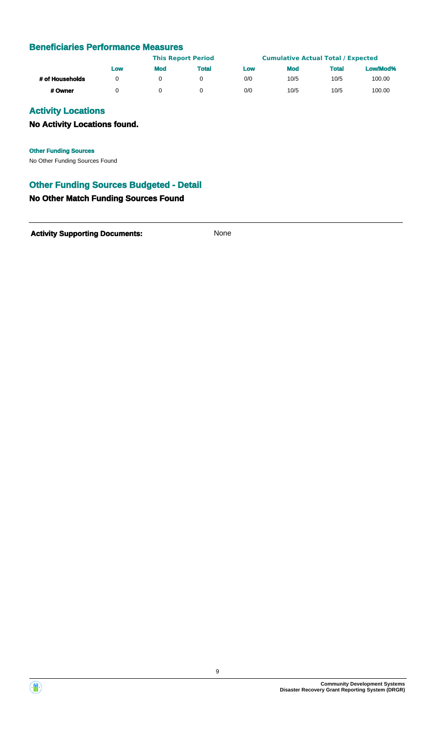## Beneficiaries Performance Measures

| | This Report Period | | | Cumulative Actual Total / Expected | | | |
|---|---|---|---|---|---|---|---|
| | **Low** | **Mod** | **Total** | **Low** | **Mod** | **Total** | **Low/Mod%** |
| **# of Households** | 0 | 0 | 0 | 0/0 | 10/5 | 10/5 | 100.00 |
| **# Owner** | 0 | 0 | 0 | 0/0 | 10/5 | 10/5 | 100.00 |

## Activity Locations

### No Activity Locations found.

**Other Funding Sources**

No Other Funding Sources Found

## Other Funding Sources Budgeted - Detail

### No Other Match Funding Sources Found

**Activity Supporting Documents:** None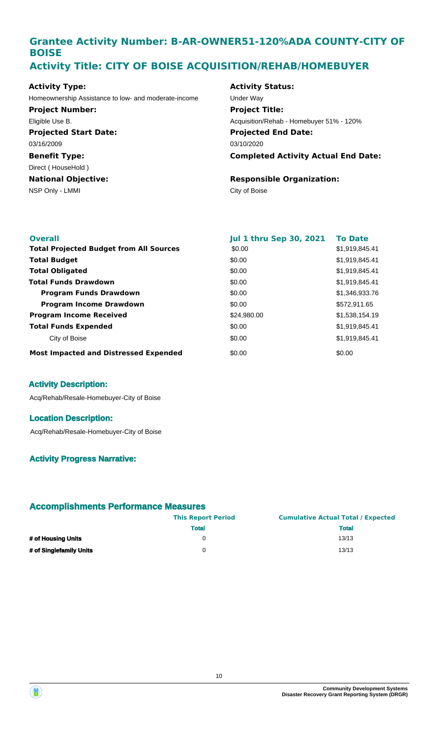## Grantee Activity Number: B-AR-OWNER51-120%ADA COUNTY-CITY OF BOISE
## Activity Title: CITY OF BOISE ACQUISITION/REHAB/HOMEBUYER

**Activity Type:**
Homeownership Assistance to low- and moderate-income

**Activity Status:**
Under Way

**Project Number:**
Eligible Use B.

**Project Title:**
Acquisition/Rehab - Homebuyer 51% - 120%

**Projected Start Date:**
03/16/2009

**Projected End Date:**
03/10/2020

**Benefit Type:**
Direct ( HouseHold )

**Completed Activity Actual End Date:**

**National Objective:**
NSP Only - LMMI

**Responsible Organization:**
City of Boise

| Overall | Jul 1 thru Sep 30, 2021 | To Date |
| --- | --- | --- |
| **Total Projected Budget from All Sources** | $0.00 | $1,919,845.41 |
| **Total Budget** | $0.00 | $1,919,845.41 |
| **Total Obligated** | $0.00 | $1,919,845.41 |
| **Total Funds Drawdown** | $0.00 | $1,919,845.41 |
| **Program Funds Drawdown** | $0.00 | $1,346,933.76 |
| **Program Income Drawdown** | $0.00 | $572,911.65 |
| **Program Income Received** | $24,980.00 | $1,538,154.19 |
| **Total Funds Expended** | $0.00 | $1,919,845.41 |
| City of Boise | $0.00 | $1,919,845.41 |
| **Most Impacted and Distressed Expended** | $0.00 | $0.00 |

### Activity Description:

Acq/Rehab/Resale-Homebuyer-City of Boise

### Location Description:

Acq/Rehab/Resale-Homebuyer-City of Boise

### Activity Progress Narrative:

### Accomplishments Performance Measures

| | This Report Period | Cumulative Actual Total / Expected |
| --- | --- | --- |
| | Total | Total |
| # of Housing Units | 0 | 13/13 |
| # of Singlefamily Units | 0 | 13/13 |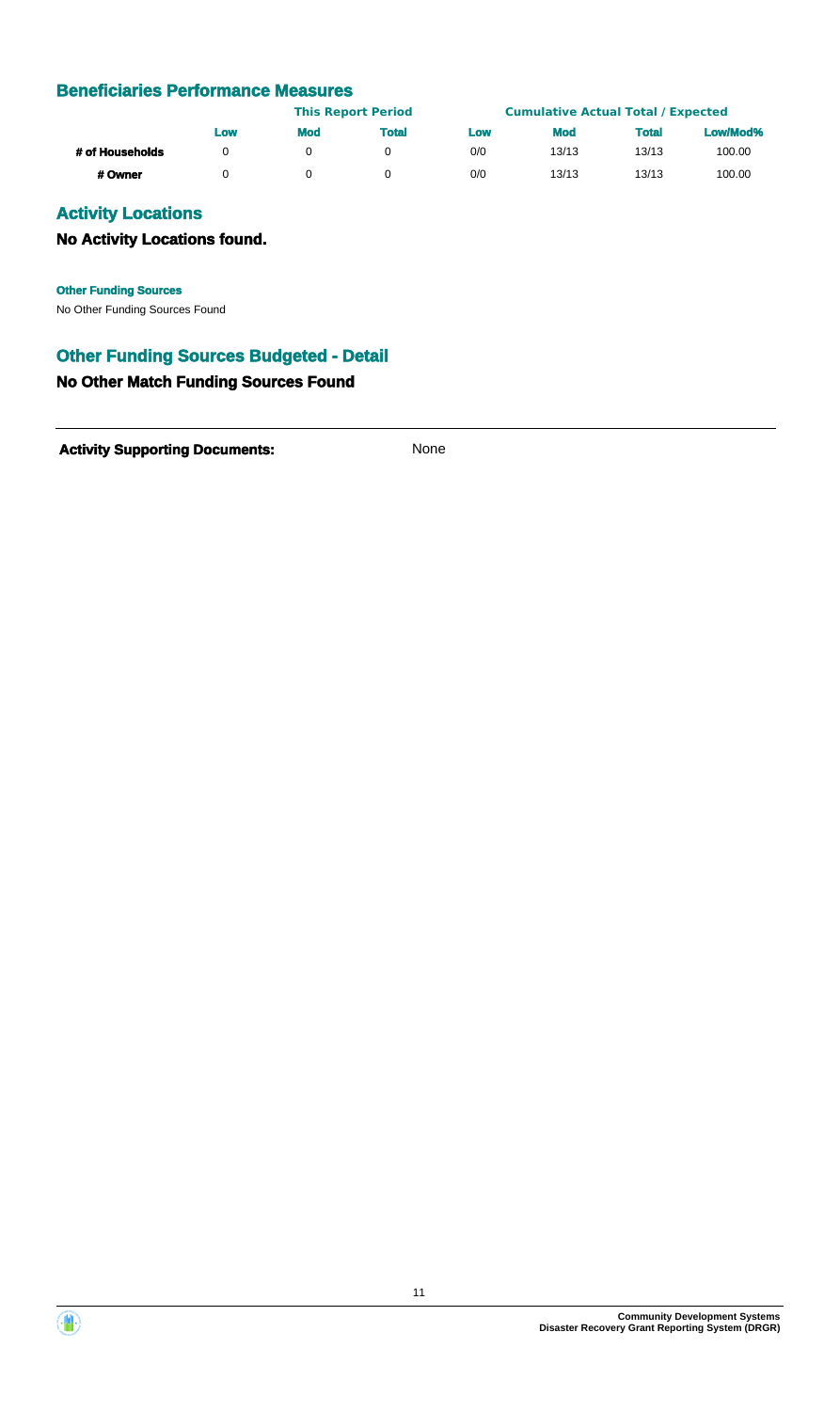## Beneficiaries Performance Measures

| | This Report Period | | | Cumulative Actual Total / Expected | | | |
|---|---|---|---|---|---|---|---|
| | Low | Mod | Total | Low | Mod | Total | Low/Mod% |
| # of Households | 0 | 0 | 0 | 0/0 | 13/13 | 13/13 | 100.00 |
| # Owner | 0 | 0 | 0 | 0/0 | 13/13 | 13/13 | 100.00 |

## Activity Locations

### No Activity Locations found.

**Other Funding Sources**

No Other Funding Sources Found

## Other Funding Sources Budgeted - Detail

### No Other Match Funding Sources Found

**Activity Supporting Documents:** None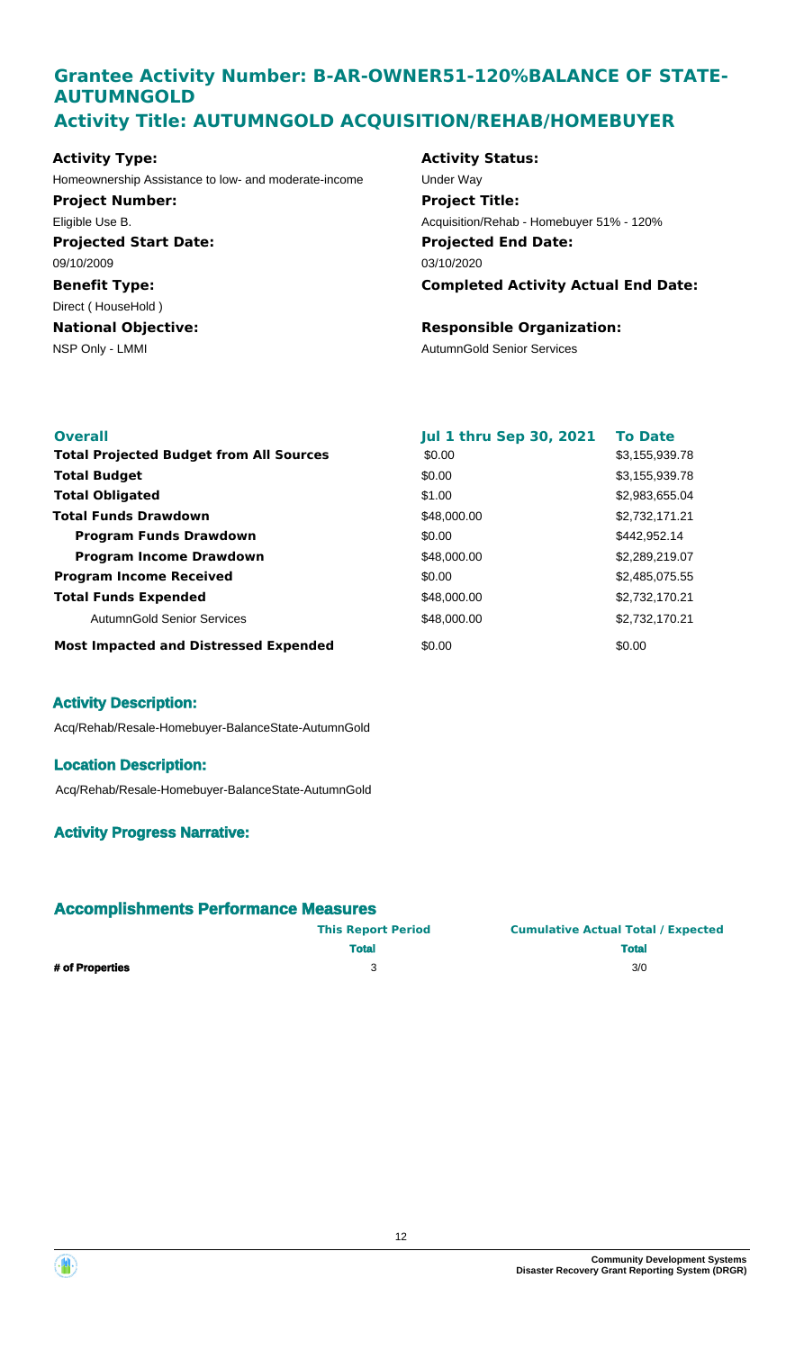## Grantee Activity Number: B-AR-OWNER51-120%BALANCE OF STATE-AUTUMNGOLD
## Activity Title: AUTUMNGOLD ACQUISITION/REHAB/HOMEBUYER

**Activity Type:**
Homeownership Assistance to low- and moderate-income

**Activity Status:**
Under Way

**Project Number:**
Eligible Use B.

**Project Title:**
Acquisition/Rehab - Homebuyer 51% - 120%

**Projected Start Date:**
09/10/2009

**Projected End Date:**
03/10/2020

**Benefit Type:**
Direct ( HouseHold )

**Completed Activity Actual End Date:**

**National Objective:**
NSP Only - LMMI

**Responsible Organization:**
AutumnGold Senior Services

| Overall | Jul 1 thru Sep 30, 2021 | To Date |
|---|---|---|
| **Total Projected Budget from All Sources** | $0.00 | $3,155,939.78 |
| **Total Budget** | $0.00 | $3,155,939.78 |
| **Total Obligated** | $1.00 | $2,983,655.04 |
| **Total Funds Drawdown** | $48,000.00 | $2,732,171.21 |
| **Program Funds Drawdown** | $0.00 | $442,952.14 |
| **Program Income Drawdown** | $48,000.00 | $2,289,219.07 |
| **Program Income Received** | $0.00 | $2,485,075.55 |
| **Total Funds Expended** | $48,000.00 | $2,732,170.21 |
| AutumnGold Senior Services | $48,000.00 | $2,732,170.21 |
| **Most Impacted and Distressed Expended** | $0.00 | $0.00 |

### Activity Description:

Acq/Rehab/Resale-Homebuyer-BalanceState-AutumnGold

### Location Description:

Acq/Rehab/Resale-Homebuyer-BalanceState-AutumnGold

### Activity Progress Narrative:

### Accomplishments Performance Measures

| | This Report Period | Cumulative Actual Total / Expected |
|---|---|---|
| | **Total** | **Total** |
| **# of Properties** | 3 | 3/0 |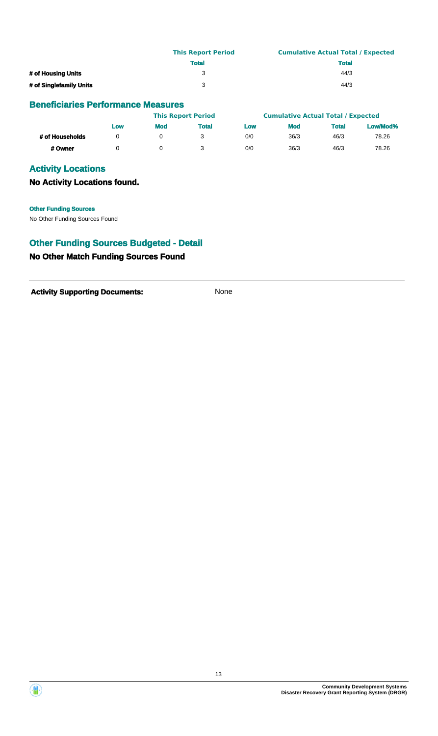| | This Report Period | Cumulative Actual Total / Expected |
|---|---|---|
| | Total | Total |
| # of Housing Units | 3 | 44/3 |
| # of Singlefamily Units | 3 | 44/3 |

## Beneficiaries Performance Measures

| | This Report Period | | | Cumulative Actual Total / Expected | | | |
|---|---|---|---|---|---|---|---|
| | Low | Mod | Total | Low | Mod | Total | Low/Mod% |
| # of Households | 0 | 0 | 3 | 0/0 | 36/3 | 46/3 | 78.26 |
| # Owner | 0 | 0 | 3 | 0/0 | 36/3 | 46/3 | 78.26 |

## Activity Locations

### No Activity Locations found.

**Other Funding Sources**

No Other Funding Sources Found

## Other Funding Sources Budgeted - Detail

### No Other Match Funding Sources Found

**Activity Supporting Documents:** None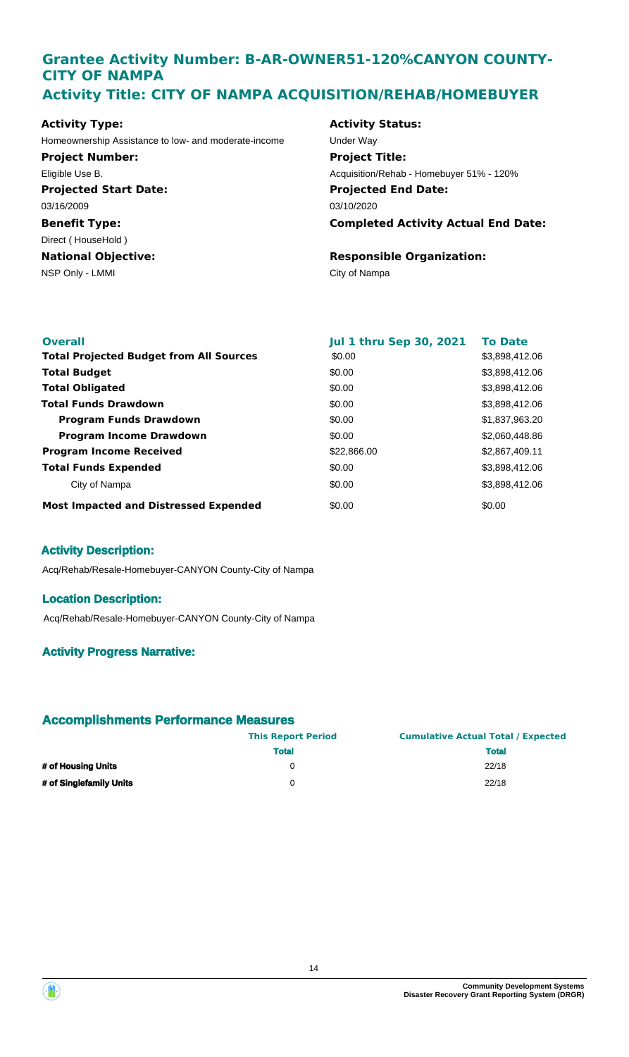## Grantee Activity Number: B-AR-OWNER51-120%CANYON COUNTY-CITY OF NAMPA
## Activity Title: CITY OF NAMPA ACQUISITION/REHAB/HOMEBUYER

**Activity Type:**
Homeownership Assistance to low- and moderate-income

**Activity Status:**
Under Way

**Project Number:**
Eligible Use B.

**Project Title:**
Acquisition/Rehab - Homebuyer 51% - 120%

**Projected Start Date:**
03/16/2009

**Projected End Date:**
03/10/2020

**Benefit Type:**
Direct ( HouseHold )

**Completed Activity Actual End Date:**

**National Objective:**
NSP Only - LMMI

**Responsible Organization:**
City of Nampa

| Overall | Jul 1 thru Sep 30, 2021 | To Date |
|---|---|---|
| **Total Projected Budget from All Sources** | $0.00 | $3,898,412.06 |
| **Total Budget** | $0.00 | $3,898,412.06 |
| **Total Obligated** | $0.00 | $3,898,412.06 |
| **Total Funds Drawdown** | $0.00 | $3,898,412.06 |
| **Program Funds Drawdown** | $0.00 | $1,837,963.20 |
| **Program Income Drawdown** | $0.00 | $2,060,448.86 |
| **Program Income Received** | $22,866.00 | $2,867,409.11 |
| **Total Funds Expended** | $0.00 | $3,898,412.06 |
| City of Nampa | $0.00 | $3,898,412.06 |
| **Most Impacted and Distressed Expended** | $0.00 | $0.00 |

### Activity Description:

Acq/Rehab/Resale-Homebuyer-CANYON County-City of Nampa

### Location Description:

Acq/Rehab/Resale-Homebuyer-CANYON County-City of Nampa

### Activity Progress Narrative:

### Accomplishments Performance Measures

| | This Report Period | Cumulative Actual Total / Expected |
|---|---|---|
| | **Total** | **Total** |
| **# of Housing Units** | 0 | 22/18 |
| **# of Singlefamily Units** | 0 | 22/18 |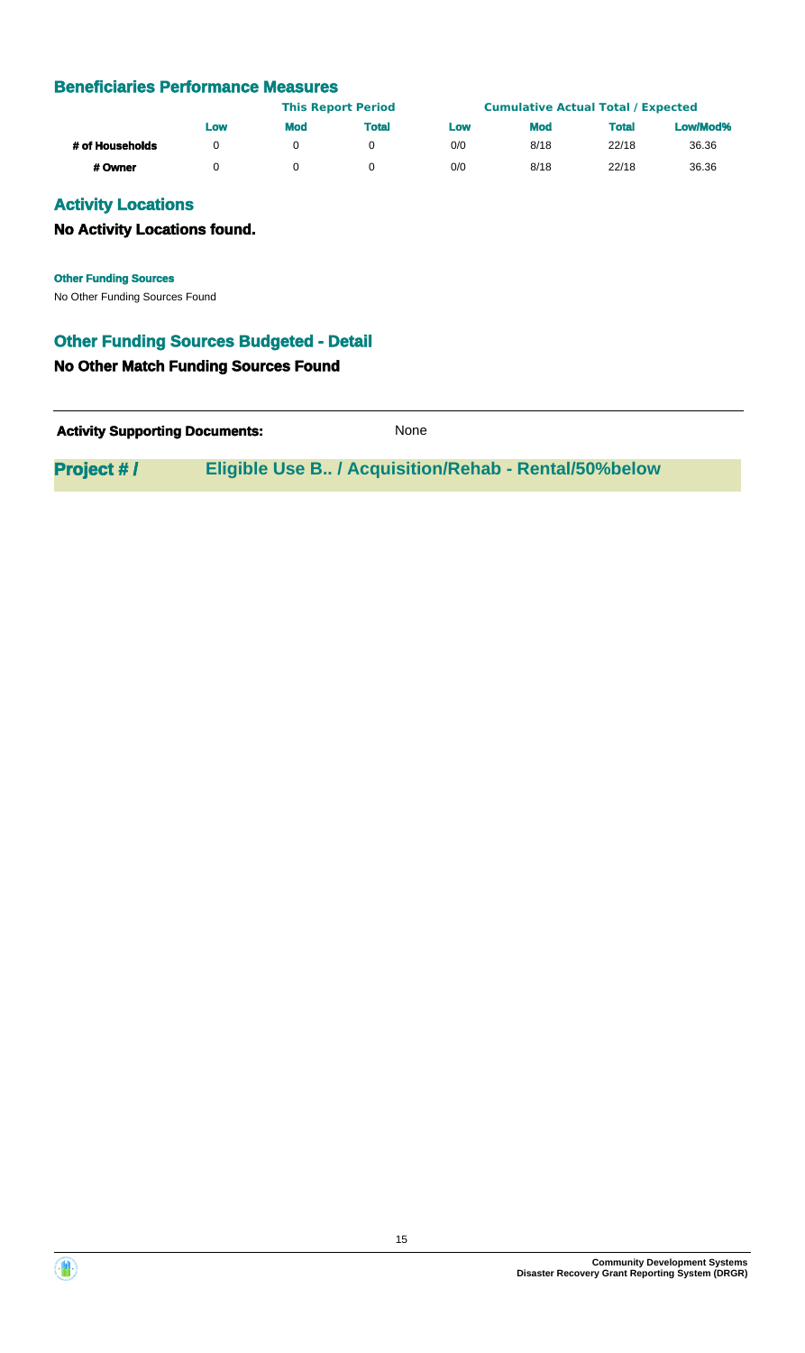## Beneficiaries Performance Measures

| | This Report Period | | | Cumulative Actual Total / Expected | | | |
|---|---|---|---|---|---|---|---|
| | Low | Mod | Total | Low | Mod | Total | Low/Mod% |
| # of Households | 0 | 0 | 0 | 0/0 | 8/18 | 22/18 | 36.36 |
| # Owner | 0 | 0 | 0 | 0/0 | 8/18 | 22/18 | 36.36 |

## Activity Locations

### No Activity Locations found.

**Other Funding Sources**

No Other Funding Sources Found

## Other Funding Sources Budgeted - Detail

### No Other Match Funding Sources Found

**Activity Supporting Documents:** None

**Project # /** **Eligible Use B.. / Acquisition/Rehab - Rental/50%below**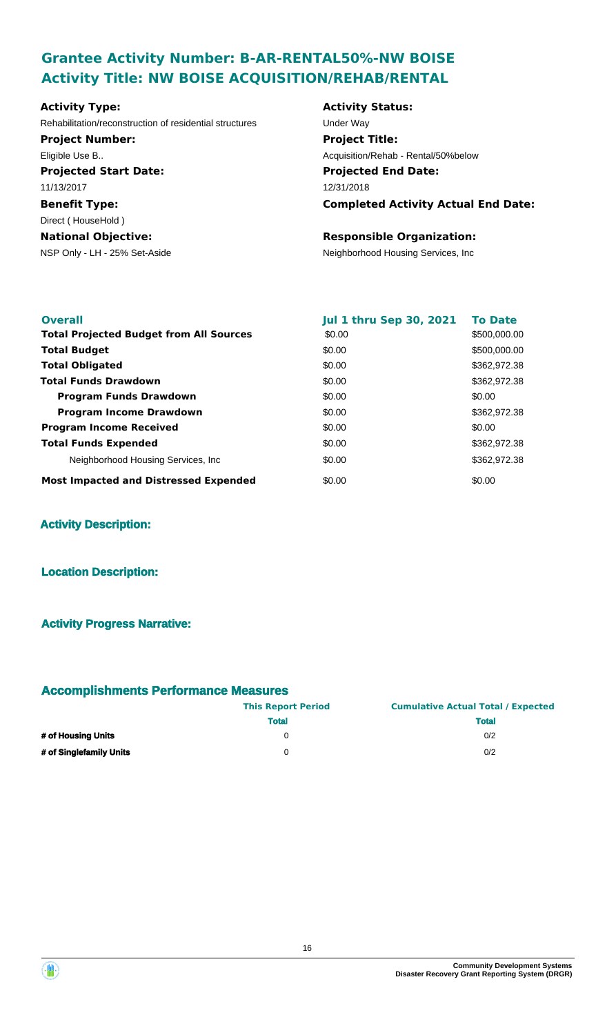## Grantee Activity Number: B-AR-RENTAL50%-NW BOISE
## Activity Title: NW BOISE ACQUISITION/REHAB/RENTAL

**Activity Type:**
Rehabilitation/reconstruction of residential structures

**Activity Status:**
Under Way

**Project Number:**
Eligible Use B..

**Project Title:**
Acquisition/Rehab - Rental/50%below

**Projected Start Date:**
11/13/2017

**Projected End Date:**
12/31/2018

**Benefit Type:**
Direct ( HouseHold )

**Completed Activity Actual End Date:**

**National Objective:**
NSP Only - LH - 25% Set-Aside

**Responsible Organization:**
Neighborhood Housing Services, Inc

| Overall | Jul 1 thru Sep 30, 2021 | To Date |
|---|---|---|
| **Total Projected Budget from All Sources** | $0.00 | $500,000.00 |
| **Total Budget** | $0.00 | $500,000.00 |
| **Total Obligated** | $0.00 | $362,972.38 |
| **Total Funds Drawdown** | $0.00 | $362,972.38 |
| **Program Funds Drawdown** | $0.00 | $0.00 |
| **Program Income Drawdown** | $0.00 | $362,972.38 |
| **Program Income Received** | $0.00 | $0.00 |
| **Total Funds Expended** | $0.00 | $362,972.38 |
| Neighborhood Housing Services, Inc | $0.00 | $362,972.38 |
| **Most Impacted and Distressed Expended** | $0.00 | $0.00 |

### Activity Description:

### Location Description:

### Activity Progress Narrative:

### Accomplishments Performance Measures

| | This Report Period | Cumulative Actual Total / Expected |
|---|---|---|
| | **Total** | **Total** |
| **# of Housing Units** | 0 | 0/2 |
| **# of Singlefamily Units** | 0 | 0/2 |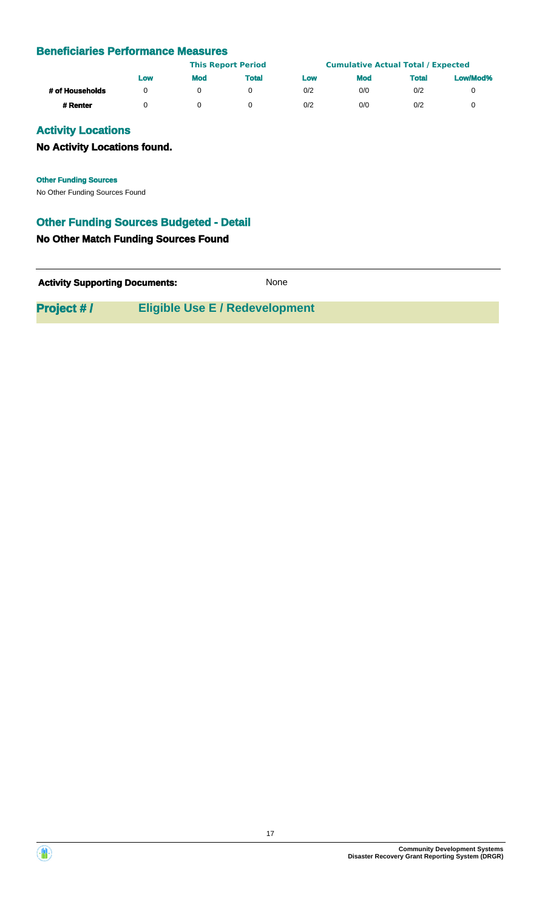## Beneficiaries Performance Measures

| | This Report Period | | | Cumulative Actual Total / Expected | | | |
|---|---|---|---|---|---|---|---|
| | Low | Mod | Total | Low | Mod | Total | Low/Mod% |
| # of Households | 0 | 0 | 0 | 0/2 | 0/0 | 0/2 | 0 |
| # Renter | 0 | 0 | 0 | 0/2 | 0/0 | 0/2 | 0 |

## Activity Locations

### No Activity Locations found.

**Other Funding Sources**

No Other Funding Sources Found

## Other Funding Sources Budgeted - Detail

### No Other Match Funding Sources Found

**Activity Supporting Documents:** None

## Project # / Eligible Use E / Redevelopment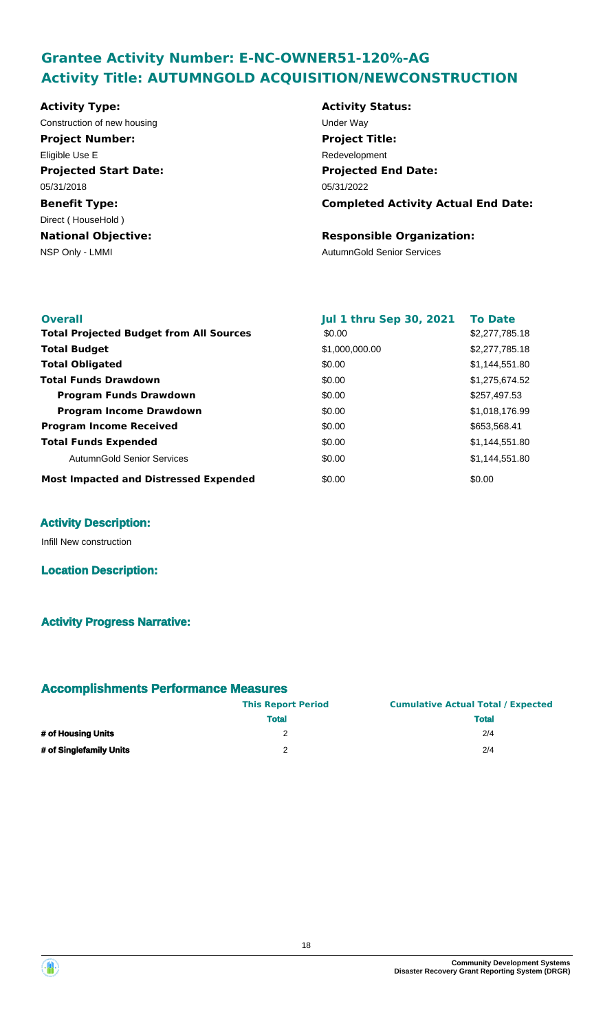## Grantee Activity Number: E-NC-OWNER51-120%-AG
## Activity Title: AUTUMNGOLD ACQUISITION/NEWCONSTRUCTION

**Activity Type:**
Construction of new housing

**Activity Status:**
Under Way

**Project Number:**
Eligible Use E

**Project Title:**
Redevelopment

**Projected Start Date:**
05/31/2018

**Projected End Date:**
05/31/2022

**Benefit Type:**
Direct ( HouseHold )

**Completed Activity Actual End Date:**

**National Objective:**
NSP Only - LMMI

**Responsible Organization:**
AutumnGold Senior Services

| **Overall** | **Jul 1 thru Sep 30, 2021** | **To Date** |
|---|---|---|
| **Total Projected Budget from All Sources** | $0.00 | $2,277,785.18 |
| **Total Budget** | $1,000,000.00 | $2,277,785.18 |
| **Total Obligated** | $0.00 | $1,144,551.80 |
| **Total Funds Drawdown** | $0.00 | $1,275,674.52 |
| **Program Funds Drawdown** | $0.00 | $257,497.53 |
| **Program Income Drawdown** | $0.00 | $1,018,176.99 |
| **Program Income Received** | $0.00 | $653,568.41 |
| **Total Funds Expended** | $0.00 | $1,144,551.80 |
| AutumnGold Senior Services | $0.00 | $1,144,551.80 |
| **Most Impacted and Distressed Expended** | $0.00 | $0.00 |

### Activity Description:

Infill New construction

### Location Description:

### Activity Progress Narrative:

### Accomplishments Performance Measures

| | **This Report Period** | **Cumulative Actual Total / Expected** |
|---|---|---|
| | **Total** | **Total** |
| **# of Housing Units** | 2 | 2/4 |
| **# of Singlefamily Units** | 2 | 2/4 |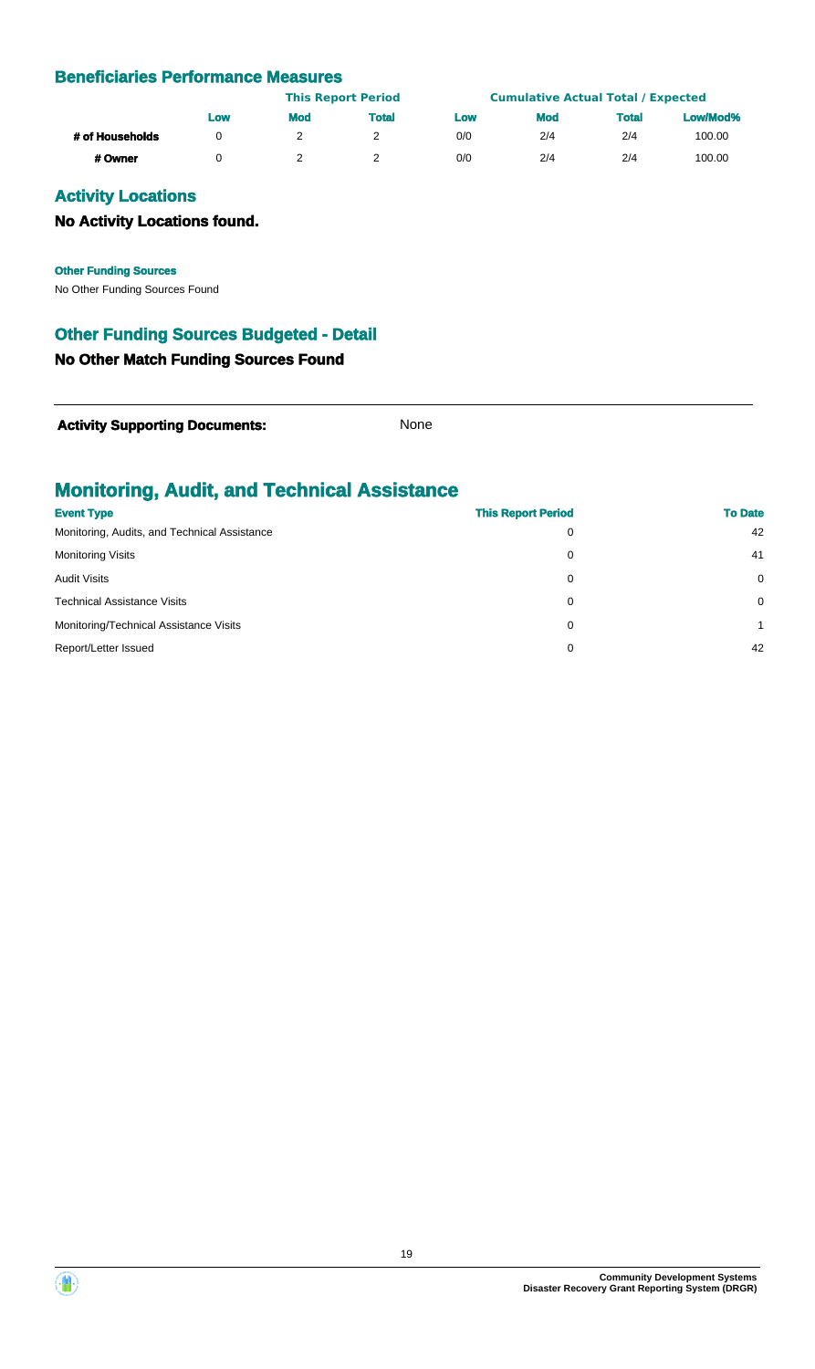## Beneficiaries Performance Measures

| | This Report Period | | | Cumulative Actual Total / Expected | | | |
|---|---|---|---|---|---|---|---|
| | Low | Mod | Total | Low | Mod | Total | Low/Mod% |
| # of Households | 0 | 2 | 2 | 0/0 | 2/4 | 2/4 | 100.00 |
| # Owner | 0 | 2 | 2 | 0/0 | 2/4 | 2/4 | 100.00 |

## Activity Locations

### No Activity Locations found.

**Other Funding Sources**

No Other Funding Sources Found

## Other Funding Sources Budgeted - Detail

### No Other Match Funding Sources Found

**Activity Supporting Documents:** None

# Monitoring, Audit, and Technical Assistance

| Event Type | This Report Period | To Date |
|---|---|---|
| Monitoring, Audits, and Technical Assistance | 0 | 42 |
| Monitoring Visits | 0 | 41 |
| Audit Visits | 0 | 0 |
| Technical Assistance Visits | 0 | 0 |
| Monitoring/Technical Assistance Visits | 0 | 1 |
| Report/Letter Issued | 0 | 42 |